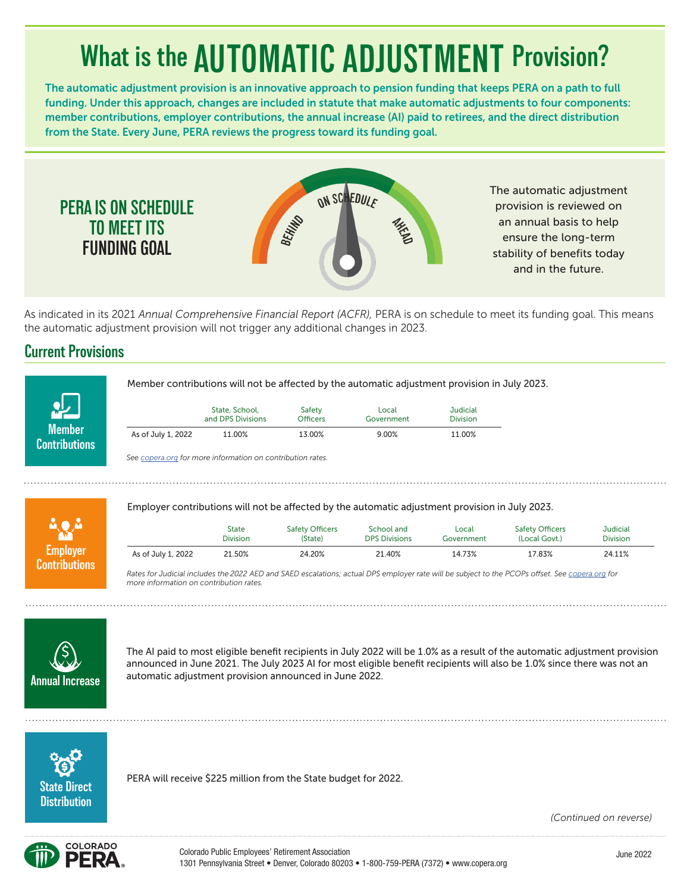# What is the AUTOMATIC ADJUSTMENT Provision?

**The automatic adjustment provision is an innovative approach to pension funding that keeps PERA on a path to full funding. Under this approach, changes are included in statute that make automatic adjustments to four components: member contributions, employer contributions, the annual increase (AI) paid to retirees, and the direct distribution from the State. Every June, PERA reviews the progress toward its funding goal.**

## PERA IS ON SCHEDULE TO MEET ITS FUNDING GOAL

BEHIND · ON SCHEDULE · AHEAD

The automatic adjustment provision is reviewed on an annual basis to help ensure the long-term stability of benefits today and in the future.

As indicated in its 2021 *Annual Comprehensive Financial Report (ACFR),* PERA is on schedule to meet its funding goal. This means the automatic adjustment provision will not trigger any additional changes in 2023.

## Current Provisions

### Member Contributions

Member contributions will not be affected by the automatic adjustment provision in July 2023.

| | State, School, and DPS Divisions | Safety Officers | Local Government | Judicial Division |
|---|---|---|---|---|
| As of July 1, 2022 | 11.00% | 13.00% | 9.00% | 11.00% |

*See copera.org for more information on contribution rates.*

### Employer Contributions

Employer contributions will not be affected by the automatic adjustment provision in July 2023.

| | State Division | Safety Officers (State) | School and DPS Divisions | Local Government | Safety Officers (Local Govt.) | Judicial Division |
|---|---|---|---|---|---|---|
| As of July 1, 2022 | 21.50% | 24.20% | 21.40% | 14.73% | 17.83% | 24.11% |

*Rates for Judicial includes the 2022 AED and SAED escalations; actual DPS employer rate will be subject to the PCOPs offset. See copera.org for more information on contribution rates.*

### Annual Increase

The AI paid to most eligible benefit recipients in July 2022 will be 1.0% as a result of the automatic adjustment provision announced in June 2021. The July 2023 AI for most eligible benefit recipients will also be 1.0% since there was not an automatic adjustment provision announced in June 2022.

### State Direct Distribution

PERA will receive $225 million from the State budget for 2022.

*(Continued on reverse)*

Colorado Public Employees' Retirement Association
1301 Pennsylvania Street • Denver, Colorado 80203 • 1-800-759-PERA (7372) • www.copera.org

June 2022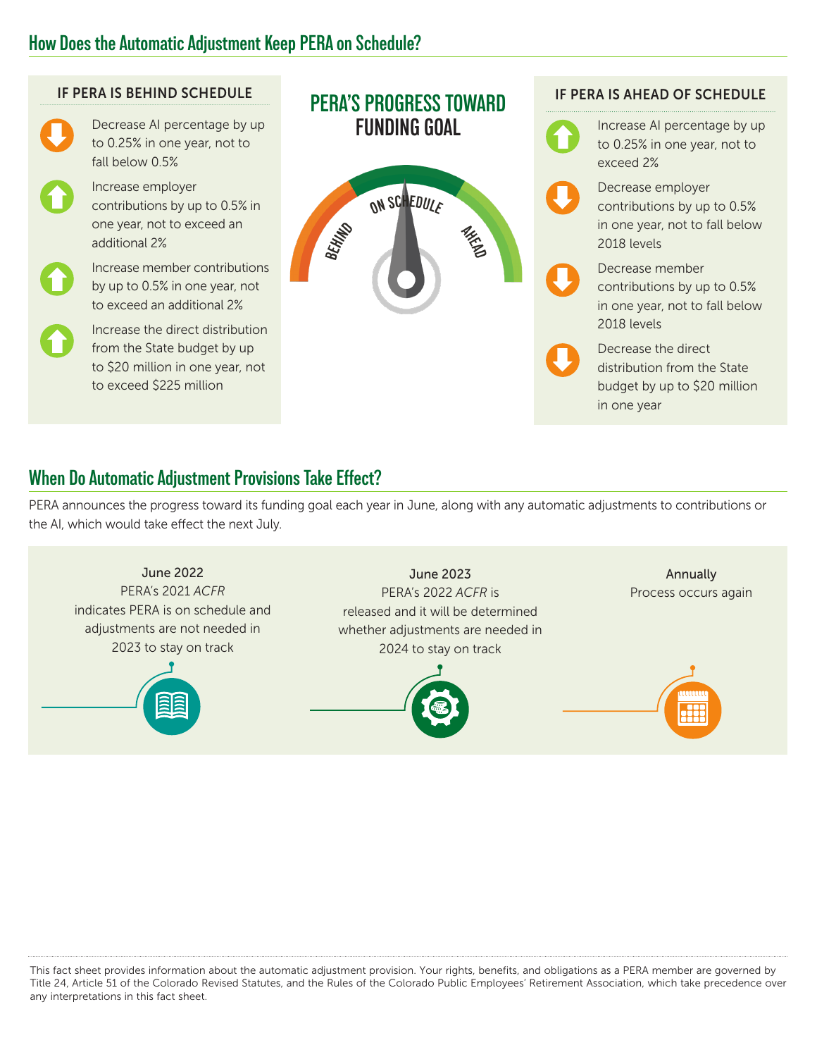## How Does the Automatic Adjustment Keep PERA on Schedule?

### IF PERA IS BEHIND SCHEDULE

- Decrease AI percentage by up to 0.25% in one year, not to fall below 0.5%
- Increase employer contributions by up to 0.5% in one year, not to exceed an additional 2%
- Increase member contributions by up to 0.5% in one year, not to exceed an additional 2%
- Increase the direct distribution from the State budget by up to $20 million in one year, not to exceed $225 million

### PERA'S PROGRESS TOWARD FUNDING GOAL

BEHIND

ON SCHEDULE

AHEAD

### IF PERA IS AHEAD OF SCHEDULE

- Increase AI percentage by up to 0.25% in one year, not to exceed 2%
- Decrease employer contributions by up to 0.5% in one year, not to fall below 2018 levels
- Decrease member contributions by up to 0.5% in one year, not to fall below 2018 levels
- Decrease the direct distribution from the State budget by up to $20 million in one year

## When Do Automatic Adjustment Provisions Take Effect?

PERA announces the progress toward its funding goal each year in June, along with any automatic adjustments to contributions or the AI, which would take effect the next July.

**June 2022**
PERA's 2021 *ACFR* indicates PERA is on schedule and adjustments are not needed in 2023 to stay on track

**June 2023**
PERA's 2022 *ACFR* is released and it will be determined whether adjustments are needed in 2024 to stay on track

**Annually**
Process occurs again

This fact sheet provides information about the automatic adjustment provision. Your rights, benefits, and obligations as a PERA member are governed by Title 24, Article 51 of the Colorado Revised Statutes, and the Rules of the Colorado Public Employees' Retirement Association, which take precedence over any interpretations in this fact sheet.